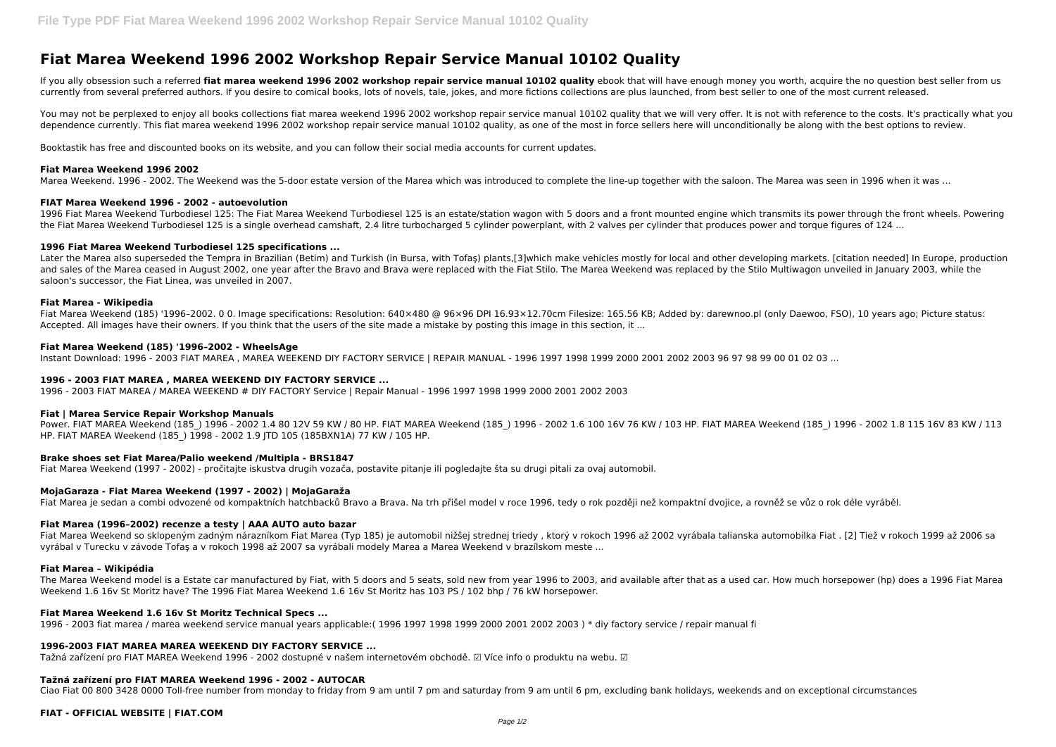# Fiat Marea Weekend 1996 2002 Workshop Repair Service Manual 10102 Quality

If you ally obsession such a referred **fiat marea weekend 1996 2002 workshop repair service manual 10102 quality** ebook that will have enough money you worth, acquire the no question best seller from us currently from several preferred authors. If you desire to comical books, lots of novels, tale, jokes, and more fictions collections are plus launched, from best seller to one of the most current released.

You may not be perplexed to enjoy all books collections fiat marea weekend 1996 2002 workshop repair service manual 10102 quality that we will very offer. It is not with reference to the costs. It's practically what you dependence currently. This fiat marea weekend 1996 2002 workshop repair service manual 10102 quality, as one of the most in force sellers here will unconditionally be along with the best options to review.

Booktastik has free and discounted books on its website, and you can follow their social media accounts for current updates.

### Fiat Marea Weekend 1996 2002

Marea Weekend. 1996 - 2002. The Weekend was the 5-door estate version of the Marea which was introduced to complete the line-up together with the saloon. The Marea was seen in 1996 when it was ...

### FIAT Marea Weekend 1996 - 2002 - autoevolution

1996 Fiat Marea Weekend Turbodiesel 125: The Fiat Marea Weekend Turbodiesel 125 is an estate/station wagon with 5 doors and a front mounted engine which transmits its power through the front wheels. Powering the Fiat Marea Weekend Turbodiesel 125 is a single overhead camshaft, 2.4 litre turbocharged 5 cylinder powerplant, with 2 valves per cylinder that produces power and torque figures of 124 ...

### 1996 Fiat Marea Weekend Turbodiesel 125 specifications ...

Later the Marea also superseded the Tempra in Brazilian (Betim) and Turkish (in Bursa, with Tofaş) plants,[3]which make vehicles mostly for local and other developing markets. [citation needed] In Europe, production and sales of the Marea ceased in August 2002, one year after the Bravo and Brava were replaced with the Fiat Stilo. The Marea Weekend was replaced by the Stilo Multiwagon unveiled in January 2003, while the saloon's successor, the Fiat Linea, was unveiled in 2007.

### Fiat Marea - Wikipedia

Fiat Marea Weekend (185) '1996–2002. 0 0. Image specifications: Resolution: 640×480 @ 96×96 DPI 16.93×12.70cm Filesize: 165.56 KB; Added by: darewnoo.pl (only Daewoo, FSO), 10 years ago; Picture status: Accepted. All images have their owners. If you think that the users of the site made a mistake by posting this image in this section, it ...

### Fiat Marea Weekend (185) '1996–2002 - WheelsAge

Instant Download: 1996 - 2003 FIAT MAREA , MAREA WEEKEND DIY FACTORY SERVICE | REPAIR MANUAL - 1996 1997 1998 1999 2000 2001 2002 2003 96 97 98 99 00 01 02 03 ...

### 1996 - 2003 FIAT MAREA , MAREA WEEKEND DIY FACTORY SERVICE ...

1996 - 2003 FIAT MAREA / MAREA WEEKEND # DIY FACTORY Service | Repair Manual - 1996 1997 1998 1999 2000 2001 2002 2003

### Fiat | Marea Service Repair Workshop Manuals

Power. FIAT MAREA Weekend (185_) 1996 - 2002 1.4 80 12V 59 KW / 80 HP. FIAT MAREA Weekend (185_) 1996 - 2002 1.6 100 16V 76 KW / 103 HP. FIAT MAREA Weekend (185_) 1996 - 2002 1.8 115 16V 83 KW / 113 HP. FIAT MAREA Weekend (185_) 1998 - 2002 1.9 JTD 105 (185BXN1A) 77 KW / 105 HP.

### Brake shoes set Fiat Marea/Palio weekend /Multipla - BRS1847

Fiat Marea Weekend (1997 - 2002) - pročitajte iskustva drugih vozača, postavite pitanje ili pogledajte šta su drugi pitali za ovaj automobil.

### MojaGaraza - Fiat Marea Weekend (1997 - 2002) | MojaGaraža

Fiat Marea je sedan a combi odvozené od kompaktních hatchbacků Bravo a Brava. Na trh přišel model v roce 1996, tedy o rok později než kompaktní dvojice, a rovněž se vůz o rok déle vyráběl.

### Fiat Marea (1996–2002) recenze a testy | AAA AUTO auto bazar

Fiat Marea Weekend so sklopeným zadným nárazníkom Fiat Marea (Typ 185) je automobil nižšej strednej triedy , ktorý v rokoch 1996 až 2002 vyrábala talianska automobilka Fiat . [2] Tiež v rokoch 1999 až 2006 sa vyrábal v Turecku v závode Tofaş a v rokoch 1998 až 2007 sa vyrábali modely Marea a Marea Weekend v brazílskom meste ...

### Fiat Marea – Wikipédia

The Marea Weekend model is a Estate car manufactured by Fiat, with 5 doors and 5 seats, sold new from year 1996 to 2003, and available after that as a used car. How much horsepower (hp) does a 1996 Fiat Marea Weekend 1.6 16v St Moritz have? The 1996 Fiat Marea Weekend 1.6 16v St Moritz has 103 PS / 102 bhp / 76 kW horsepower.

### Fiat Marea Weekend 1.6 16v St Moritz Technical Specs ...

1996 - 2003 fiat marea / marea weekend service manual years applicable:( 1996 1997 1998 1999 2000 2001 2002 2003 ) * diy factory service / repair manual fi

### 1996-2003 FIAT MAREA MAREA WEEKEND DIY FACTORY SERVICE ...

Tažná zařízení pro FIAT MAREA Weekend 1996 - 2002 dostupné v našem internetovém obchodě. ☑ Více info o produktu na webu. ☑

### Tažná zařízení pro FIAT MAREA Weekend 1996 - 2002 - AUTOCAR

Ciao Fiat 00 800 3428 0000 Toll-free number from monday to friday from 9 am until 7 pm and saturday from 9 am until 6 pm, excluding bank holidays, weekends and on exceptional circumstances

### FIAT - OFFICIAL WEBSITE | FIAT.COM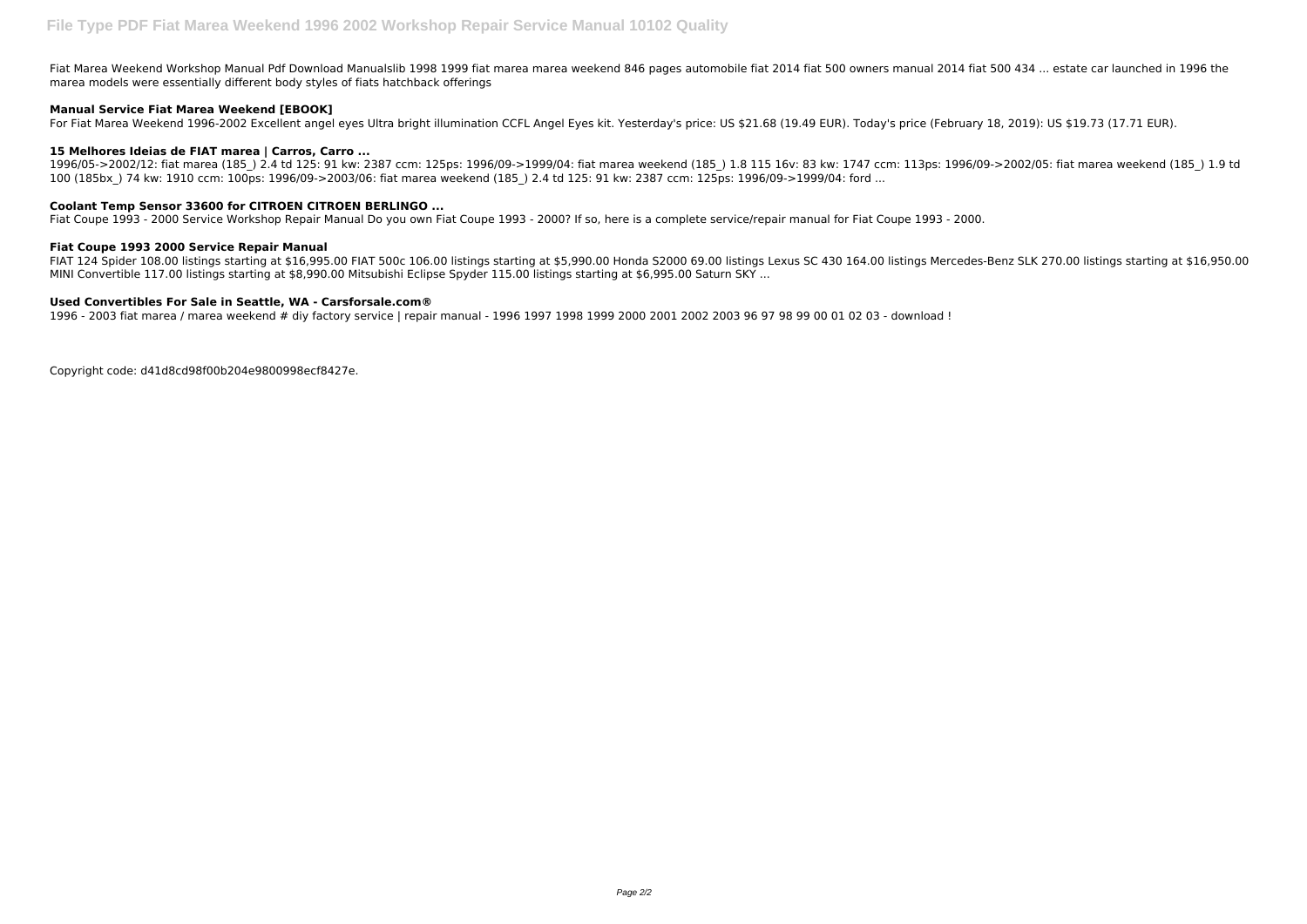Fiat Marea Weekend Workshop Manual Pdf Download Manualslib 1998 1999 fiat marea marea weekend 846 pages automobile fiat 2014 fiat 500 owners manual 2014 fiat 500 434 ... estate car launched in 1996 the marea models were essentially different body styles of fiats hatchback offerings

### Manual Service Fiat Marea Weekend [EBOOK]

For Fiat Marea Weekend 1996-2002 Excellent angel eyes Ultra bright illumination CCFL Angel Eyes kit. Yesterday's price: US $21.68 (19.49 EUR). Today's price (February 18, 2019): US $19.73 (17.71 EUR).

### 15 Melhores Ideias de FIAT marea | Carros, Carro ...

1996/05->2002/12: fiat marea (185_) 2.4 td 125: 91 kw: 2387 ccm: 125ps: 1996/09->1999/04: fiat marea weekend (185_) 1.8 115 16v: 83 kw: 1747 ccm: 113ps: 1996/09->2002/05: fiat marea weekend (185_) 1.9 td 100 (185bx_) 74 kw: 1910 ccm: 100ps: 1996/09->2003/06: fiat marea weekend (185_) 2.4 td 125: 91 kw: 2387 ccm: 125ps: 1996/09->1999/04: ford ...

### Coolant Temp Sensor 33600 for CITROEN CITROEN BERLINGO ...

Fiat Coupe 1993 - 2000 Service Workshop Repair Manual Do you own Fiat Coupe 1993 - 2000? If so, here is a complete service/repair manual for Fiat Coupe 1993 - 2000.

### Fiat Coupe 1993 2000 Service Repair Manual

FIAT 124 Spider 108.00 listings starting at $16,995.00 FIAT 500c 106.00 listings starting at $5,990.00 Honda S2000 69.00 listings Lexus SC 430 164.00 listings Mercedes-Benz SLK 270.00 listings starting at $16,950.00 MINI Convertible 117.00 listings starting at $8,990.00 Mitsubishi Eclipse Spyder 115.00 listings starting at $6,995.00 Saturn SKY ...

### Used Convertibles For Sale in Seattle, WA - Carsforsale.com®

1996 - 2003 fiat marea / marea weekend # diy factory service | repair manual - 1996 1997 1998 1999 2000 2001 2002 2003 96 97 98 99 00 01 02 03 - download !

Copyright code: d41d8cd98f00b204e9800998ecf8427e.